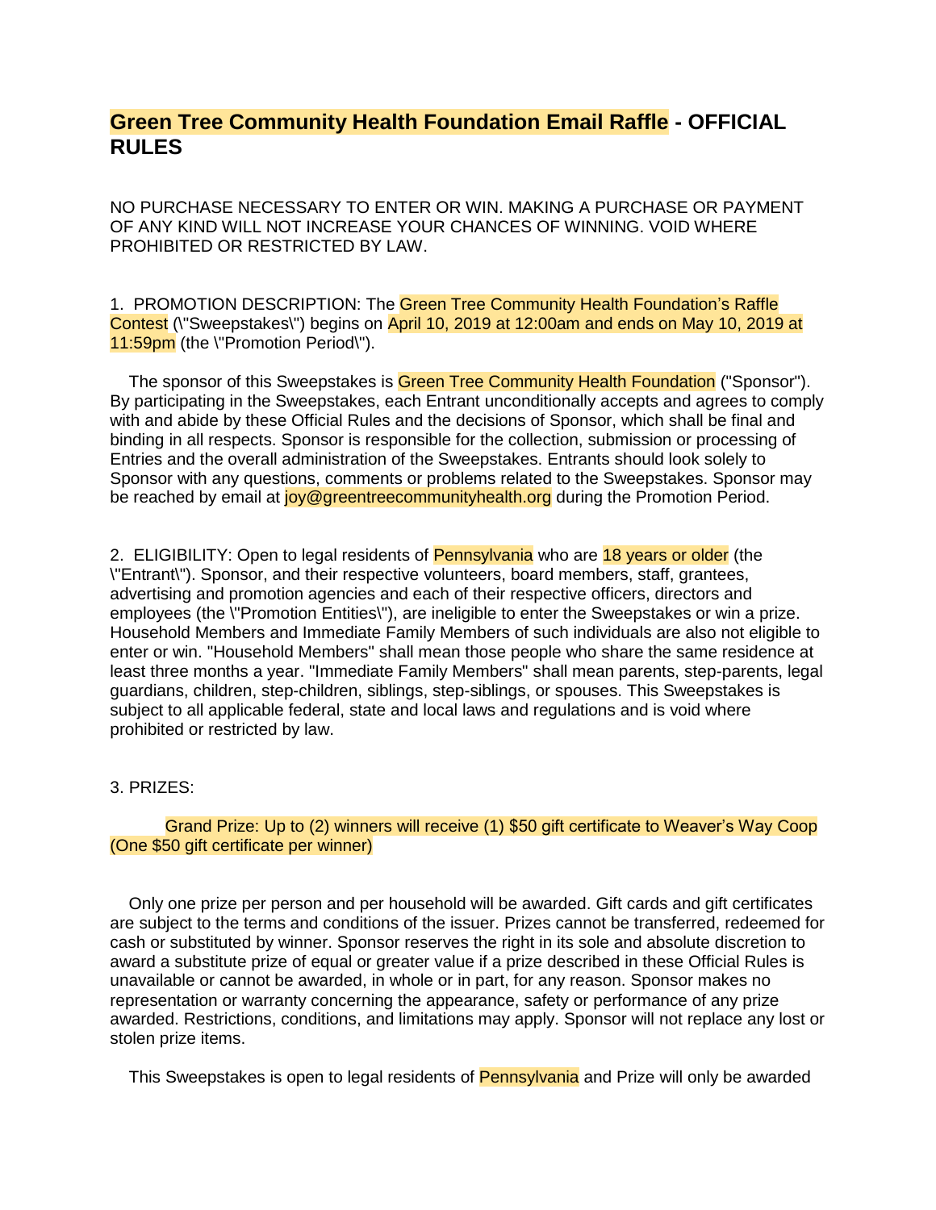# Green Tree Community Health Foundation Email Raffle - OFFICIAL RULES

NO PURCHASE NECESSARY TO ENTER OR WIN. MAKING A PURCHASE OR PAYMENT OF ANY KIND WILL NOT INCREASE YOUR CHANCES OF WINNING. VOID WHERE PROHIBITED OR RESTRICTED BY LAW.

1. PROMOTION DESCRIPTION: The Green Tree Community Health Foundation's Raffle Contest (\"Sweepstakes\") begins on April 10, 2019 at 12:00am and ends on May 10, 2019 at 11:59pm (the \"Promotion Period\").

The sponsor of this Sweepstakes is Green Tree Community Health Foundation ("Sponsor"). By participating in the Sweepstakes, each Entrant unconditionally accepts and agrees to comply with and abide by these Official Rules and the decisions of Sponsor, which shall be final and binding in all respects. Sponsor is responsible for the collection, submission or processing of Entries and the overall administration of the Sweepstakes. Entrants should look solely to Sponsor with any questions, comments or problems related to the Sweepstakes. Sponsor may be reached by email at joy@greentreecommunityhealth.org during the Promotion Period.

2. ELIGIBILITY: Open to legal residents of Pennsylvania who are 18 years or older (the \"Entrant\"). Sponsor, and their respective volunteers, board members, staff, grantees, advertising and promotion agencies and each of their respective officers, directors and employees (the \"Promotion Entities\"), are ineligible to enter the Sweepstakes or win a prize. Household Members and Immediate Family Members of such individuals are also not eligible to enter or win. "Household Members" shall mean those people who share the same residence at least three months a year. "Immediate Family Members" shall mean parents, step-parents, legal guardians, children, step-children, siblings, step-siblings, or spouses. This Sweepstakes is subject to all applicable federal, state and local laws and regulations and is void where prohibited or restricted by law.

3. PRIZES:

Grand Prize: Up to (2) winners will receive (1) $50 gift certificate to Weaver's Way Coop (One $50 gift certificate per winner)

Only one prize per person and per household will be awarded. Gift cards and gift certificates are subject to the terms and conditions of the issuer. Prizes cannot be transferred, redeemed for cash or substituted by winner. Sponsor reserves the right in its sole and absolute discretion to award a substitute prize of equal or greater value if a prize described in these Official Rules is unavailable or cannot be awarded, in whole or in part, for any reason. Sponsor makes no representation or warranty concerning the appearance, safety or performance of any prize awarded. Restrictions, conditions, and limitations may apply. Sponsor will not replace any lost or stolen prize items.

This Sweepstakes is open to legal residents of Pennsylvania and Prize will only be awarded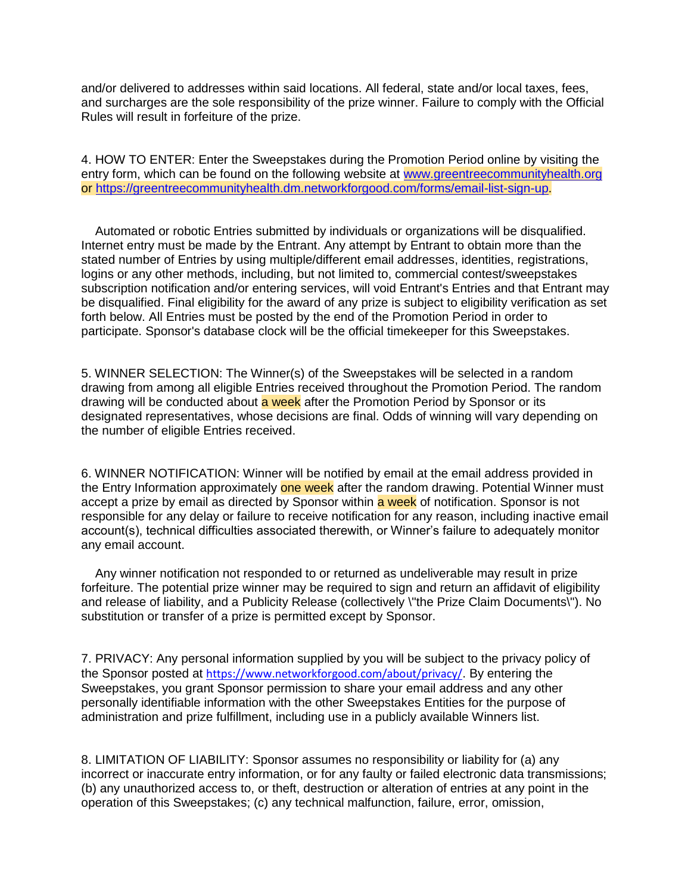and/or delivered to addresses within said locations. All federal, state and/or local taxes, fees, and surcharges are the sole responsibility of the prize winner. Failure to comply with the Official Rules will result in forfeiture of the prize.

4. HOW TO ENTER: Enter the Sweepstakes during the Promotion Period online by visiting the entry form, which can be found on the following website at www.greentreecommunityhealth.org or https://greentreecommunityhealth.dm.networkforgood.com/forms/email-list-sign-up.

Automated or robotic Entries submitted by individuals or organizations will be disqualified. Internet entry must be made by the Entrant. Any attempt by Entrant to obtain more than the stated number of Entries by using multiple/different email addresses, identities, registrations, logins or any other methods, including, but not limited to, commercial contest/sweepstakes subscription notification and/or entering services, will void Entrant's Entries and that Entrant may be disqualified. Final eligibility for the award of any prize is subject to eligibility verification as set forth below. All Entries must be posted by the end of the Promotion Period in order to participate. Sponsor's database clock will be the official timekeeper for this Sweepstakes.

5. WINNER SELECTION: The Winner(s) of the Sweepstakes will be selected in a random drawing from among all eligible Entries received throughout the Promotion Period. The random drawing will be conducted about a week after the Promotion Period by Sponsor or its designated representatives, whose decisions are final. Odds of winning will vary depending on the number of eligible Entries received.

6. WINNER NOTIFICATION: Winner will be notified by email at the email address provided in the Entry Information approximately one week after the random drawing. Potential Winner must accept a prize by email as directed by Sponsor within a week of notification. Sponsor is not responsible for any delay or failure to receive notification for any reason, including inactive email account(s), technical difficulties associated therewith, or Winner's failure to adequately monitor any email account.

Any winner notification not responded to or returned as undeliverable may result in prize forfeiture. The potential prize winner may be required to sign and return an affidavit of eligibility and release of liability, and a Publicity Release (collectively \"the Prize Claim Documents\"). No substitution or transfer of a prize is permitted except by Sponsor.

7. PRIVACY: Any personal information supplied by you will be subject to the privacy policy of the Sponsor posted at https://www.networkforgood.com/about/privacy/. By entering the Sweepstakes, you grant Sponsor permission to share your email address and any other personally identifiable information with the other Sweepstakes Entities for the purpose of administration and prize fulfillment, including use in a publicly available Winners list.

8. LIMITATION OF LIABILITY: Sponsor assumes no responsibility or liability for (a) any incorrect or inaccurate entry information, or for any faulty or failed electronic data transmissions; (b) any unauthorized access to, or theft, destruction or alteration of entries at any point in the operation of this Sweepstakes; (c) any technical malfunction, failure, error, omission,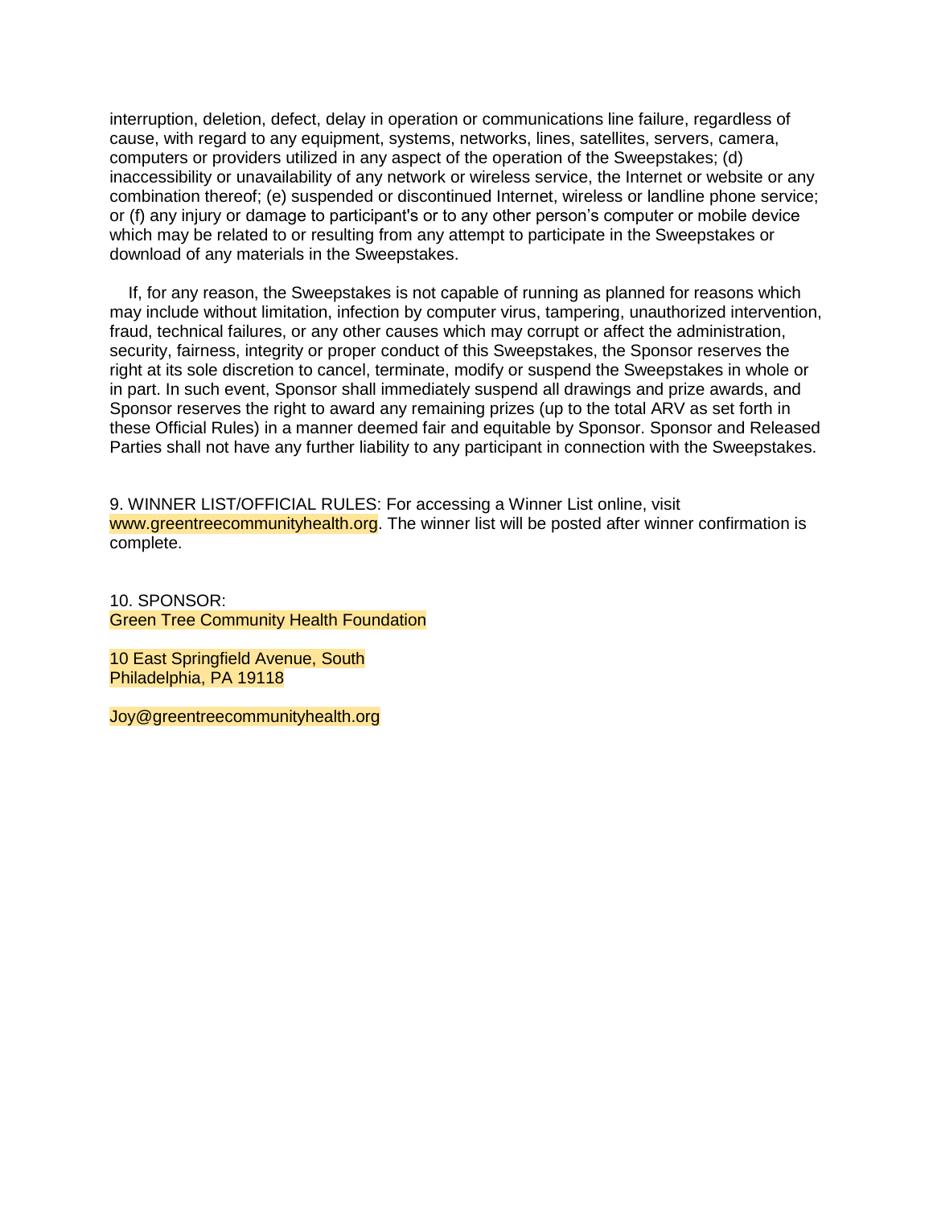interruption, deletion, defect, delay in operation or communications line failure, regardless of cause, with regard to any equipment, systems, networks, lines, satellites, servers, camera, computers or providers utilized in any aspect of the operation of the Sweepstakes; (d) inaccessibility or unavailability of any network or wireless service, the Internet or website or any combination thereof; (e) suspended or discontinued Internet, wireless or landline phone service; or (f) any injury or damage to participant's or to any other person's computer or mobile device which may be related to or resulting from any attempt to participate in the Sweepstakes or download of any materials in the Sweepstakes.

If, for any reason, the Sweepstakes is not capable of running as planned for reasons which may include without limitation, infection by computer virus, tampering, unauthorized intervention, fraud, technical failures, or any other causes which may corrupt or affect the administration, security, fairness, integrity or proper conduct of this Sweepstakes, the Sponsor reserves the right at its sole discretion to cancel, terminate, modify or suspend the Sweepstakes in whole or in part. In such event, Sponsor shall immediately suspend all drawings and prize awards, and Sponsor reserves the right to award any remaining prizes (up to the total ARV as set forth in these Official Rules) in a manner deemed fair and equitable by Sponsor. Sponsor and Released Parties shall not have any further liability to any participant in connection with the Sweepstakes.

9. WINNER LIST/OFFICIAL RULES: For accessing a Winner List online, visit www.greentreecommunityhealth.org. The winner list will be posted after winner confirmation is complete.

10. SPONSOR:
Green Tree Community Health Foundation

10 East Springfield Avenue, South
Philadelphia, PA 19118

Joy@greentreecommunityhealth.org